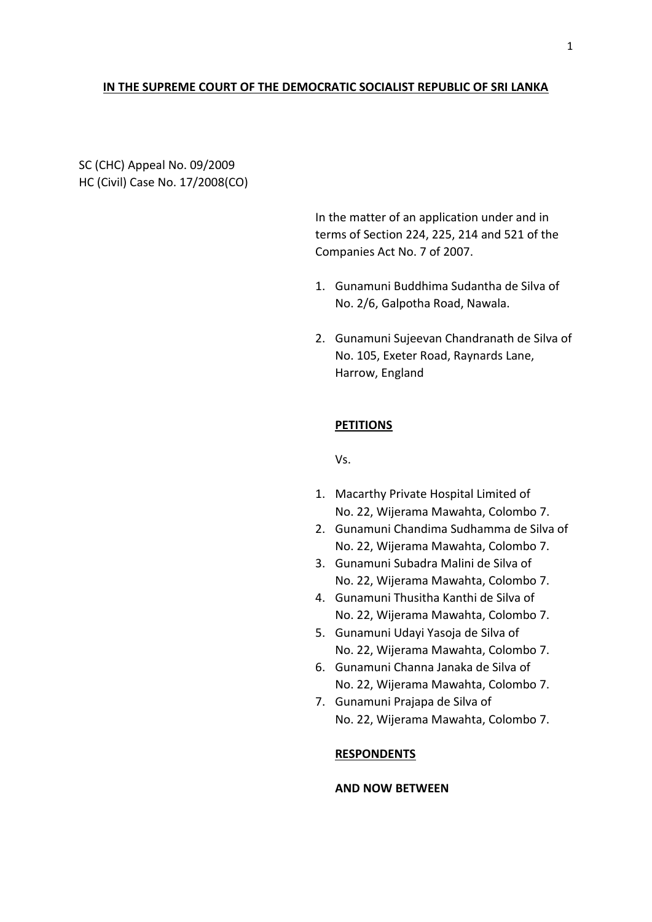**IN THE SUPREME COURT OF THE DEMOCRATIC SOCIALIST REPUBLIC OF SRI LANKA**

SC (CHC) Appeal No. 09/2009
HC (Civil) Case No. 17/2008(CO)

In the matter of an application under and in terms of Section 224, 225, 214 and 521 of the Companies Act No. 7 of 2007.

1. Gunamuni Buddhima Sudantha de Silva of No. 2/6, Galpotha Road, Nawala.
2. Gunamuni Sujeevan Chandranath de Silva of No. 105, Exeter Road, Raynards Lane, Harrow, England

**PETITIONS**

Vs.

1. Macarthy Private Hospital Limited of No. 22, Wijerama Mawahta, Colombo 7.
2. Gunamuni Chandima Sudhamma de Silva of No. 22, Wijerama Mawahta, Colombo 7.
3. Gunamuni Subadra Malini de Silva of No. 22, Wijerama Mawahta, Colombo 7.
4. Gunamuni Thusitha Kanthi de Silva of No. 22, Wijerama Mawahta, Colombo 7.
5. Gunamuni Udayi Yasoja de Silva of No. 22, Wijerama Mawahta, Colombo 7.
6. Gunamuni Channa Janaka de Silva of No. 22, Wijerama Mawahta, Colombo 7.
7. Gunamuni Prajapa de Silva of No. 22, Wijerama Mawahta, Colombo 7.

**RESPONDENTS**

**AND NOW BETWEEN**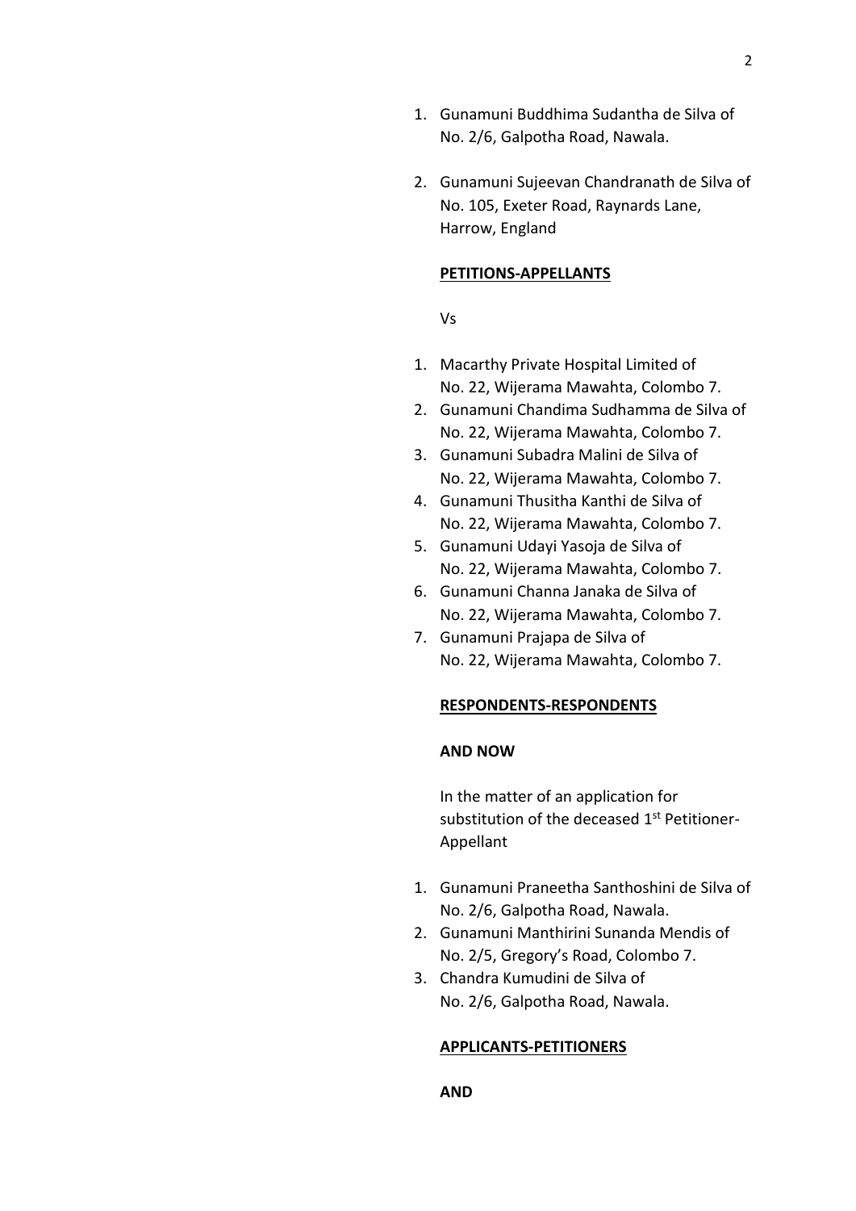1. Gunamuni Buddhima Sudantha de Silva of No. 2/6, Galpotha Road, Nawala.

2. Gunamuni Sujeevan Chandranath de Silva of No. 105, Exeter Road, Raynards Lane, Harrow, England

**PETITIONS-APPELLANTS**

Vs

1. Macarthy Private Hospital Limited of No. 22, Wijerama Mawahta, Colombo 7.
2. Gunamuni Chandima Sudhamma de Silva of No. 22, Wijerama Mawahta, Colombo 7.
3. Gunamuni Subadra Malini de Silva of No. 22, Wijerama Mawahta, Colombo 7.
4. Gunamuni Thusitha Kanthi de Silva of No. 22, Wijerama Mawahta, Colombo 7.
5. Gunamuni Udayi Yasoja de Silva of No. 22, Wijerama Mawahta, Colombo 7.
6. Gunamuni Channa Janaka de Silva of No. 22, Wijerama Mawahta, Colombo 7.
7. Gunamuni Prajapa de Silva of No. 22, Wijerama Mawahta, Colombo 7.

**RESPONDENTS-RESPONDENTS**

**AND NOW**

In the matter of an application for substitution of the deceased 1st Petitioner-Appellant

1. Gunamuni Praneetha Santhoshini de Silva of No. 2/6, Galpotha Road, Nawala.
2. Gunamuni Manthirini Sunanda Mendis of No. 2/5, Gregory's Road, Colombo 7.
3. Chandra Kumudini de Silva of No. 2/6, Galpotha Road, Nawala.

**APPLICANTS-PETITIONERS**

**AND**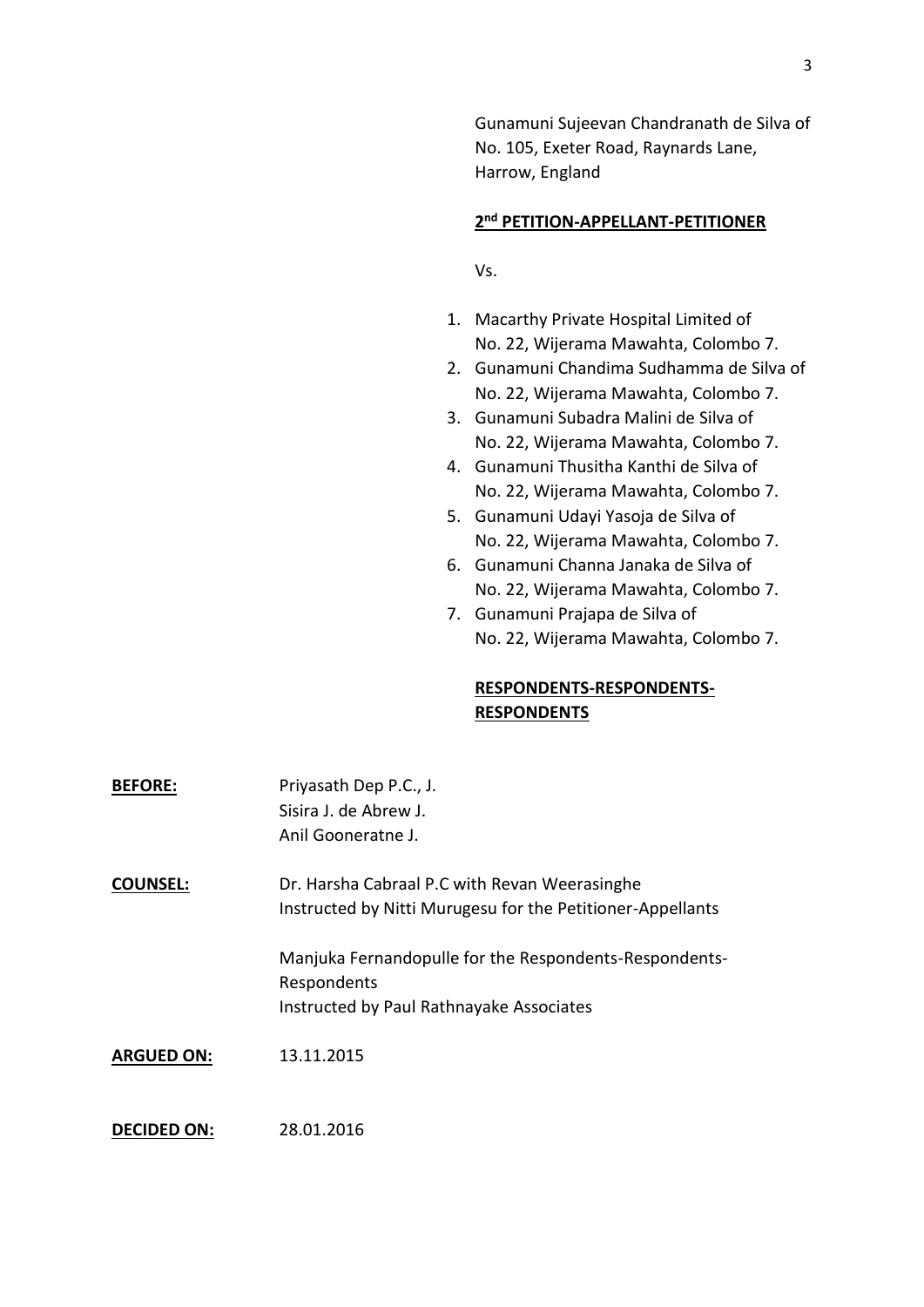Gunamuni Sujeevan Chandranath de Silva of No. 105, Exeter Road, Raynards Lane, Harrow, England

**2nd PETITION-APPELLANT-PETITIONER**

Vs.

1. Macarthy Private Hospital Limited of No. 22, Wijerama Mawahta, Colombo 7.
2. Gunamuni Chandima Sudhamma de Silva of No. 22, Wijerama Mawahta, Colombo 7.
3. Gunamuni Subadra Malini de Silva of No. 22, Wijerama Mawahta, Colombo 7.
4. Gunamuni Thusitha Kanthi de Silva of No. 22, Wijerama Mawahta, Colombo 7.
5. Gunamuni Udayi Yasoja de Silva of No. 22, Wijerama Mawahta, Colombo 7.
6. Gunamuni Channa Janaka de Silva of No. 22, Wijerama Mawahta, Colombo 7.
7. Gunamuni Prajapa de Silva of No. 22, Wijerama Mawahta, Colombo 7.

**RESPONDENTS-RESPONDENTS-RESPONDENTS**

**BEFORE:** Priyasath Dep P.C., J.
Sisira J. de Abrew J.
Anil Gooneratne J.

**COUNSEL:** Dr. Harsha Cabraal P.C with Revan Weerasinghe
Instructed by Nitti Murugesu for the Petitioner-Appellants

Manjuka Fernandopulle for the Respondents-Respondents-Respondents
Instructed by Paul Rathnayake Associates

**ARGUED ON:** 13.11.2015

**DECIDED ON:** 28.01.2016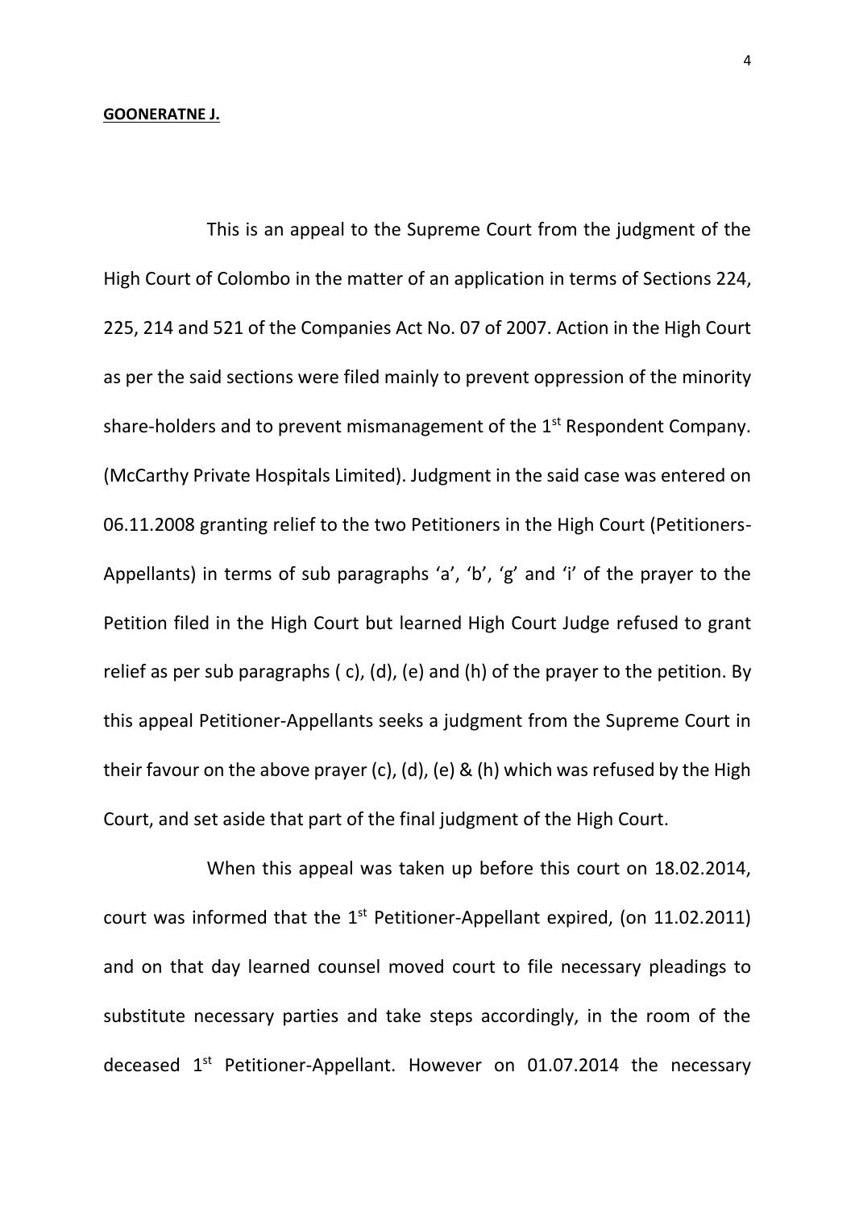**GOONERATNE J.**

This is an appeal to the Supreme Court from the judgment of the High Court of Colombo in the matter of an application in terms of Sections 224, 225, 214 and 521 of the Companies Act No. 07 of 2007. Action in the High Court as per the said sections were filed mainly to prevent oppression of the minority share-holders and to prevent mismanagement of the 1st Respondent Company. (McCarthy Private Hospitals Limited). Judgment in the said case was entered on 06.11.2008 granting relief to the two Petitioners in the High Court (Petitioners-Appellants) in terms of sub paragraphs 'a', 'b', 'g' and 'i' of the prayer to the Petition filed in the High Court but learned High Court Judge refused to grant relief as per sub paragraphs ( c), (d), (e) and (h) of the prayer to the petition. By this appeal Petitioner-Appellants seeks a judgment from the Supreme Court in their favour on the above prayer (c), (d), (e) & (h) which was refused by the High Court, and set aside that part of the final judgment of the High Court.

When this appeal was taken up before this court on 18.02.2014, court was informed that the 1st Petitioner-Appellant expired, (on 11.02.2011) and on that day learned counsel moved court to file necessary pleadings to substitute necessary parties and take steps accordingly, in the room of the deceased 1st Petitioner-Appellant. However on 01.07.2014 the necessary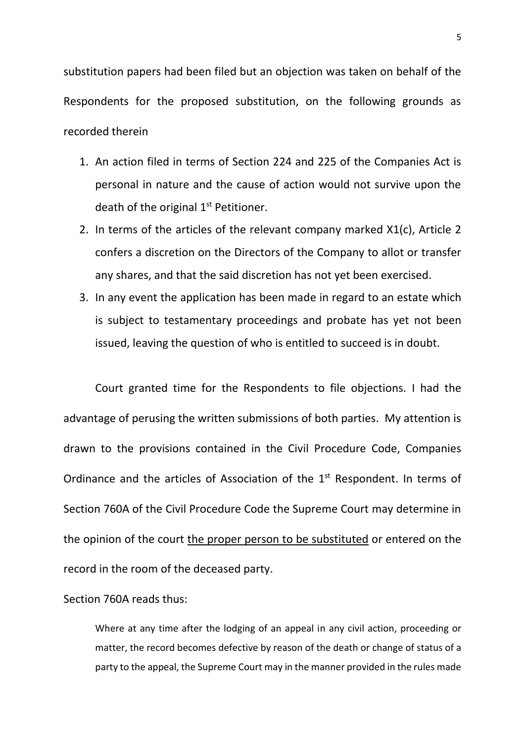substitution papers had been filed but an objection was taken on behalf of the Respondents for the proposed substitution, on the following grounds as recorded therein

1. An action filed in terms of Section 224 and 225 of the Companies Act is personal in nature and the cause of action would not survive upon the death of the original 1st Petitioner.
2. In terms of the articles of the relevant company marked X1(c), Article 2 confers a discretion on the Directors of the Company to allot or transfer any shares, and that the said discretion has not yet been exercised.
3. In any event the application has been made in regard to an estate which is subject to testamentary proceedings and probate has yet not been issued, leaving the question of who is entitled to succeed is in doubt.

Court granted time for the Respondents to file objections. I had the advantage of perusing the written submissions of both parties. My attention is drawn to the provisions contained in the Civil Procedure Code, Companies Ordinance and the articles of Association of the 1st Respondent. In terms of Section 760A of the Civil Procedure Code the Supreme Court may determine in the opinion of the court <u>the proper person to be substituted</u> or entered on the record in the room of the deceased party.

Section 760A reads thus:

> Where at any time after the lodging of an appeal in any civil action, proceeding or matter, the record becomes defective by reason of the death or change of status of a party to the appeal, the Supreme Court may in the manner provided in the rules made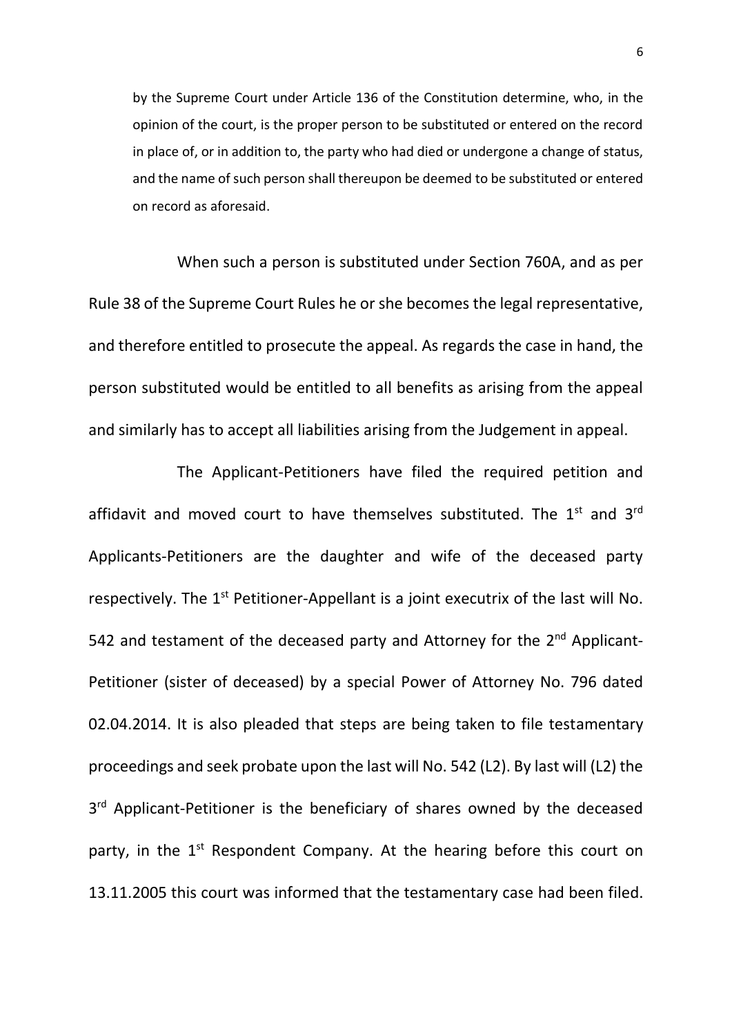by the Supreme Court under Article 136 of the Constitution determine, who, in the opinion of the court, is the proper person to be substituted or entered on the record in place of, or in addition to, the party who had died or undergone a change of status, and the name of such person shall thereupon be deemed to be substituted or entered on record as aforesaid.

When such a person is substituted under Section 760A, and as per Rule 38 of the Supreme Court Rules he or she becomes the legal representative, and therefore entitled to prosecute the appeal. As regards the case in hand, the person substituted would be entitled to all benefits as arising from the appeal and similarly has to accept all liabilities arising from the Judgement in appeal.

The Applicant-Petitioners have filed the required petition and affidavit and moved court to have themselves substituted. The 1st and 3rd Applicants-Petitioners are the daughter and wife of the deceased party respectively. The 1st Petitioner-Appellant is a joint executrix of the last will No. 542 and testament of the deceased party and Attorney for the 2nd Applicant-Petitioner (sister of deceased) by a special Power of Attorney No. 796 dated 02.04.2014. It is also pleaded that steps are being taken to file testamentary proceedings and seek probate upon the last will No. 542 (L2). By last will (L2) the 3rd Applicant-Petitioner is the beneficiary of shares owned by the deceased party, in the 1st Respondent Company. At the hearing before this court on 13.11.2005 this court was informed that the testamentary case had been filed.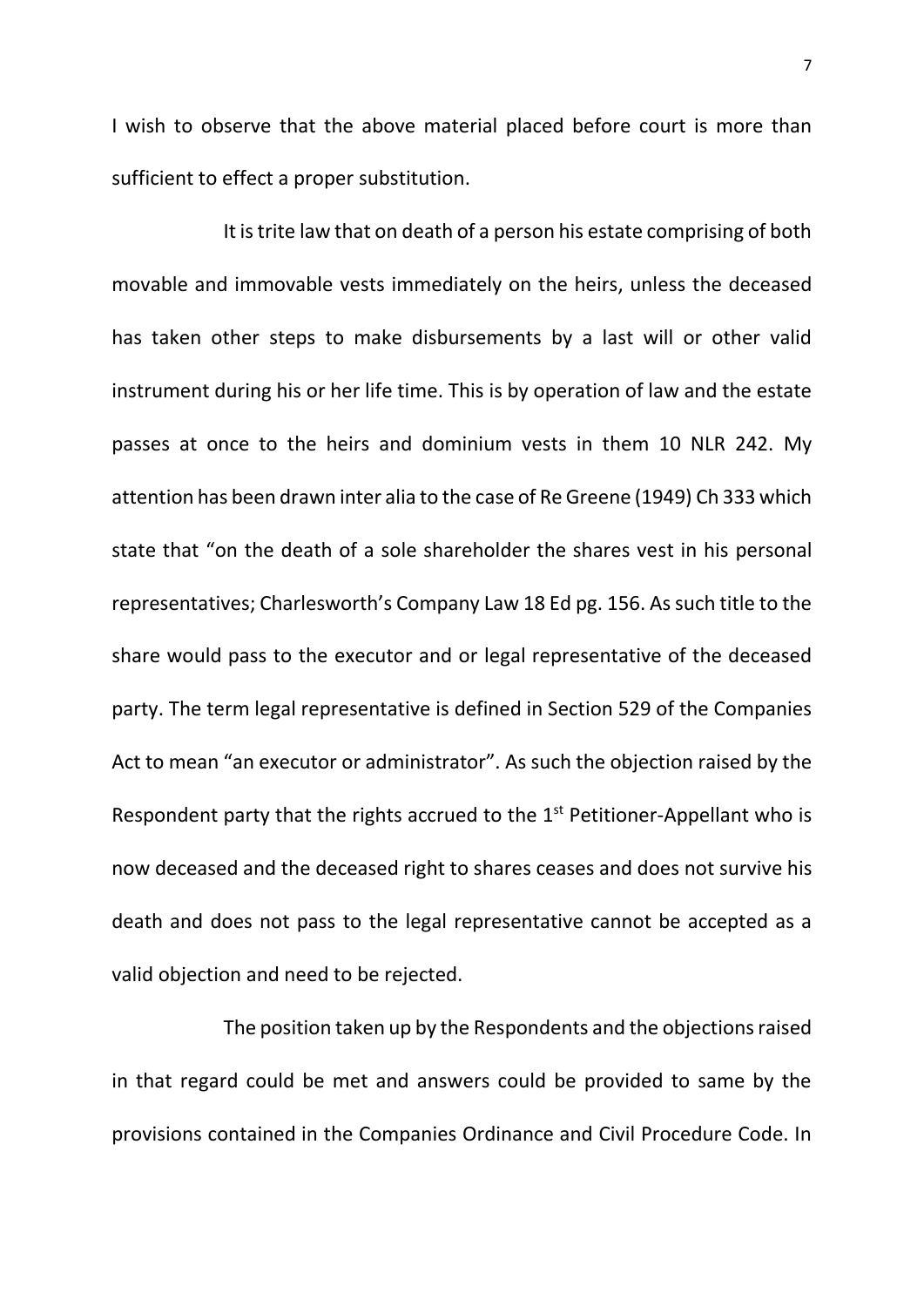I wish to observe that the above material placed before court is more than sufficient to effect a proper substitution.

It is trite law that on death of a person his estate comprising of both movable and immovable vests immediately on the heirs, unless the deceased has taken other steps to make disbursements by a last will or other valid instrument during his or her life time. This is by operation of law and the estate passes at once to the heirs and dominium vests in them 10 NLR 242. My attention has been drawn inter alia to the case of Re Greene (1949) Ch 333 which state that "on the death of a sole shareholder the shares vest in his personal representatives; Charlesworth's Company Law 18 Ed pg. 156. As such title to the share would pass to the executor and or legal representative of the deceased party. The term legal representative is defined in Section 529 of the Companies Act to mean "an executor or administrator". As such the objection raised by the Respondent party that the rights accrued to the 1st Petitioner-Appellant who is now deceased and the deceased right to shares ceases and does not survive his death and does not pass to the legal representative cannot be accepted as a valid objection and need to be rejected.

The position taken up by the Respondents and the objections raised in that regard could be met and answers could be provided to same by the provisions contained in the Companies Ordinance and Civil Procedure Code. In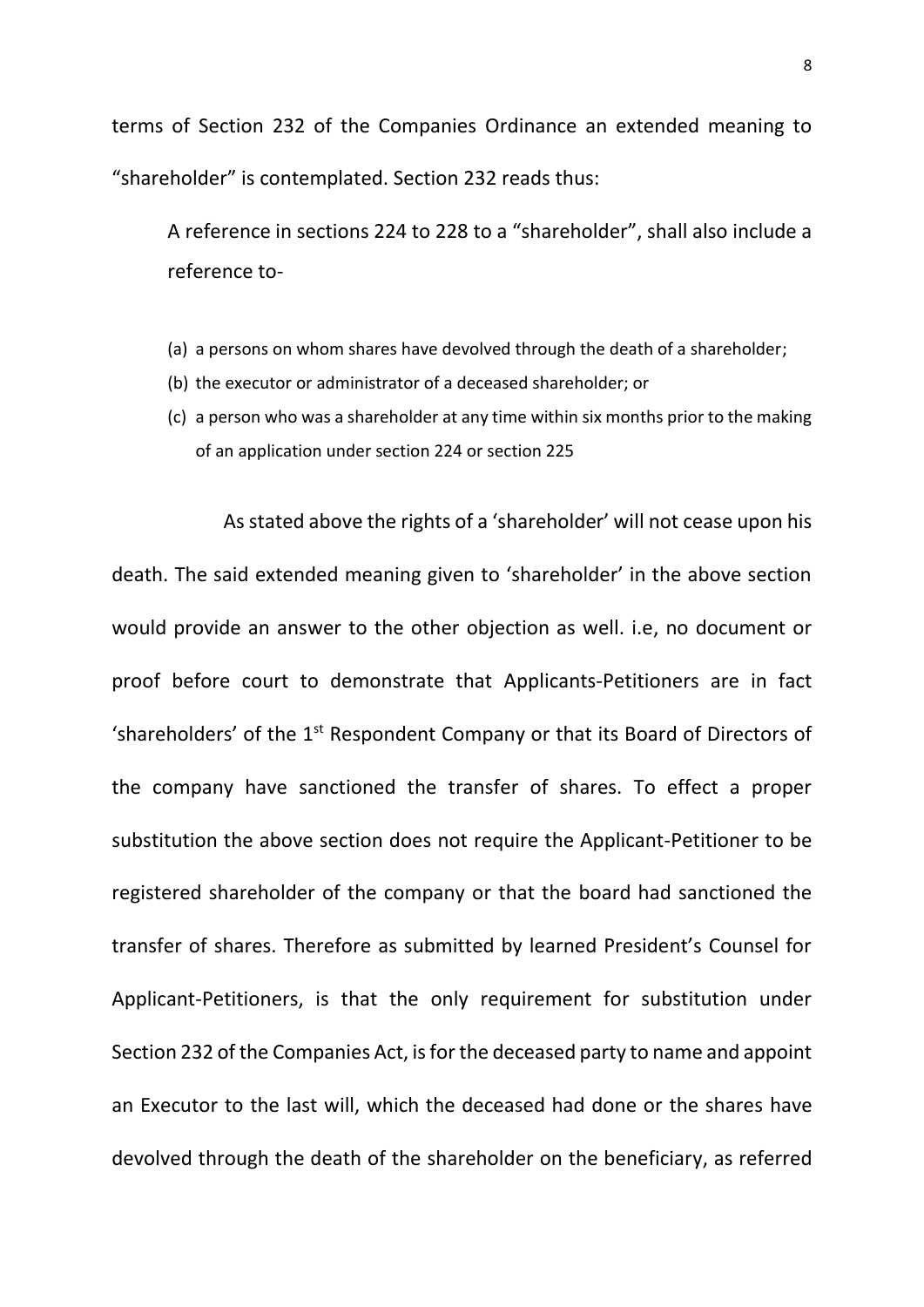terms of Section 232 of the Companies Ordinance an extended meaning to "shareholder" is contemplated. Section 232 reads thus:

> A reference in sections 224 to 228 to a "shareholder", shall also include a reference to-
>
> (a) a persons on whom shares have devolved through the death of a shareholder;
> (b) the executor or administrator of a deceased shareholder; or
> (c) a person who was a shareholder at any time within six months prior to the making of an application under section 224 or section 225

As stated above the rights of a 'shareholder' will not cease upon his death. The said extended meaning given to 'shareholder' in the above section would provide an answer to the other objection as well. i.e, no document or proof before court to demonstrate that Applicants-Petitioners are in fact 'shareholders' of the 1st Respondent Company or that its Board of Directors of the company have sanctioned the transfer of shares. To effect a proper substitution the above section does not require the Applicant-Petitioner to be registered shareholder of the company or that the board had sanctioned the transfer of shares. Therefore as submitted by learned President's Counsel for Applicant-Petitioners, is that the only requirement for substitution under Section 232 of the Companies Act, is for the deceased party to name and appoint an Executor to the last will, which the deceased had done or the shares have devolved through the death of the shareholder on the beneficiary, as referred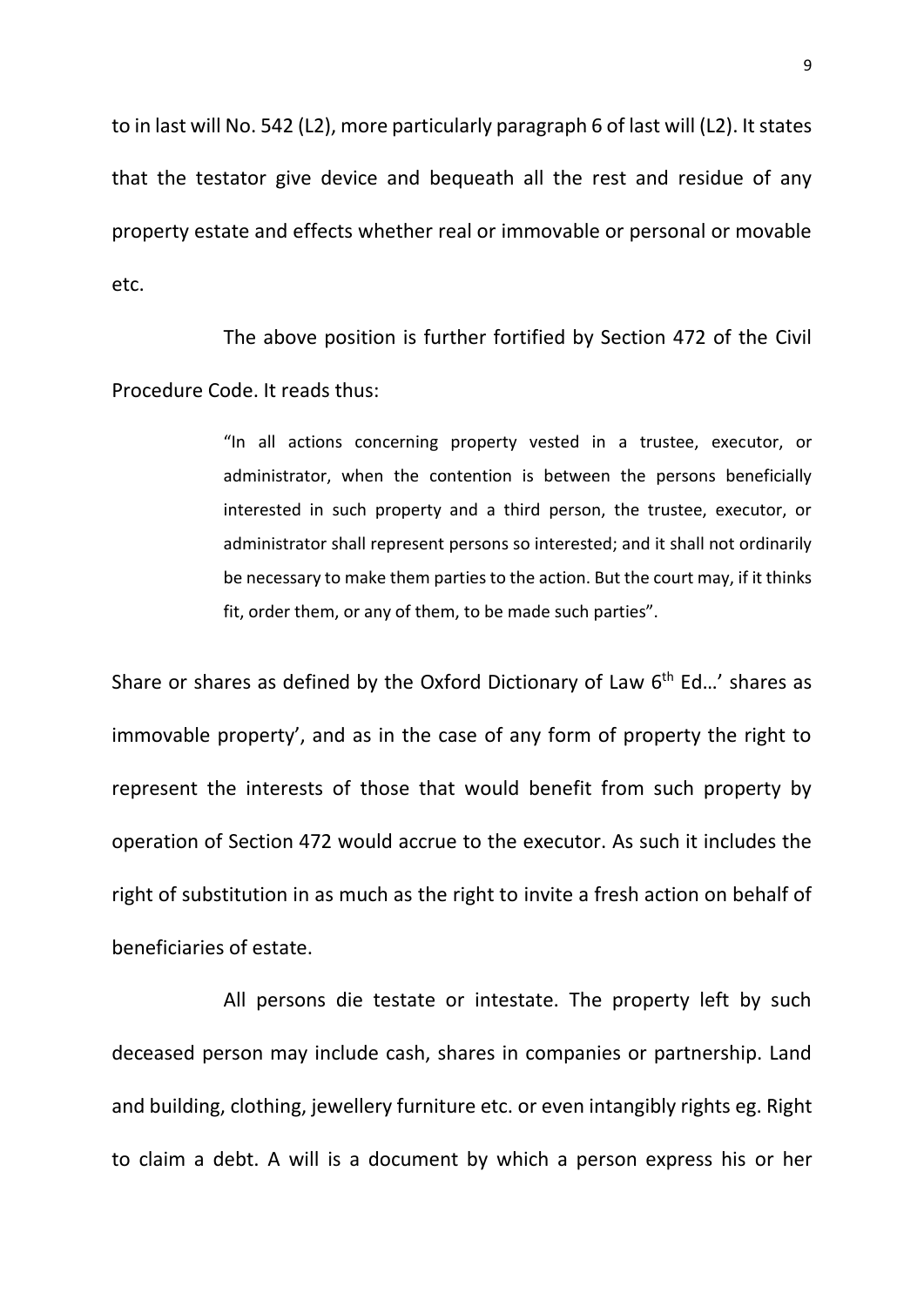to in last will No. 542 (L2), more particularly paragraph 6 of last will (L2). It states that the testator give device and bequeath all the rest and residue of any property estate and effects whether real or immovable or personal or movable etc.

The above position is further fortified by Section 472 of the Civil Procedure Code. It reads thus:

> "In all actions concerning property vested in a trustee, executor, or administrator, when the contention is between the persons beneficially interested in such property and a third person, the trustee, executor, or administrator shall represent persons so interested; and it shall not ordinarily be necessary to make them parties to the action. But the court may, if it thinks fit, order them, or any of them, to be made such parties".

Share or shares as defined by the Oxford Dictionary of Law 6th Ed…' shares as immovable property', and as in the case of any form of property the right to represent the interests of those that would benefit from such property by operation of Section 472 would accrue to the executor. As such it includes the right of substitution in as much as the right to invite a fresh action on behalf of beneficiaries of estate.

All persons die testate or intestate. The property left by such deceased person may include cash, shares in companies or partnership. Land and building, clothing, jewellery furniture etc. or even intangibly rights eg. Right to claim a debt. A will is a document by which a person express his or her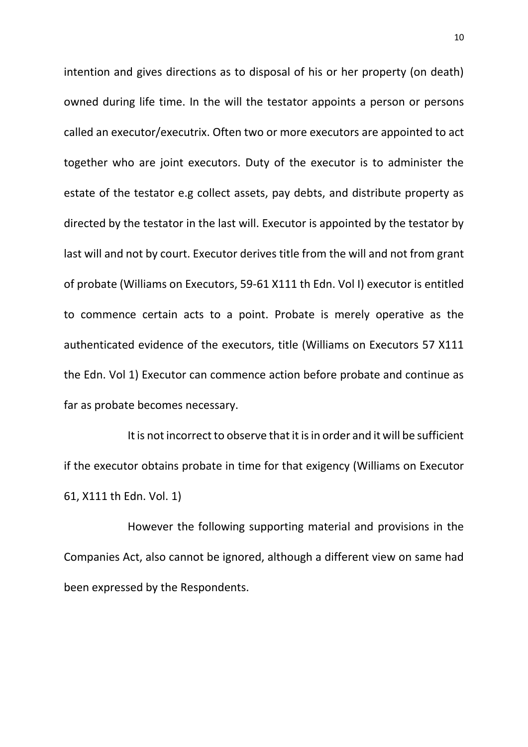intention and gives directions as to disposal of his or her property (on death) owned during life time. In the will the testator appoints a person or persons called an executor/executrix. Often two or more executors are appointed to act together who are joint executors. Duty of the executor is to administer the estate of the testator e.g collect assets, pay debts, and distribute property as directed by the testator in the last will. Executor is appointed by the testator by last will and not by court. Executor derives title from the will and not from grant of probate (Williams on Executors, 59-61 X111 th Edn. Vol I) executor is entitled to commence certain acts to a point. Probate is merely operative as the authenticated evidence of the executors, title (Williams on Executors 57 X111 the Edn. Vol 1) Executor can commence action before probate and continue as far as probate becomes necessary.

It is not incorrect to observe that it is in order and it will be sufficient if the executor obtains probate in time for that exigency (Williams on Executor 61, X111 th Edn. Vol. 1)

However the following supporting material and provisions in the Companies Act, also cannot be ignored, although a different view on same had been expressed by the Respondents.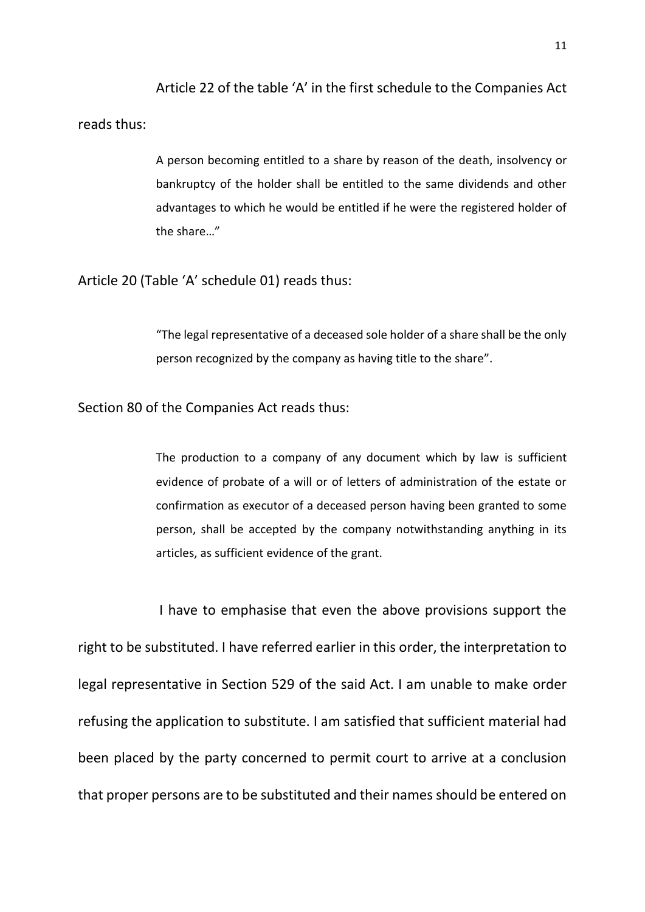Article 22 of the table 'A' in the first schedule to the Companies Act reads thus:

> A person becoming entitled to a share by reason of the death, insolvency or bankruptcy of the holder shall be entitled to the same dividends and other advantages to which he would be entitled if he were the registered holder of the share…"

Article 20 (Table 'A' schedule 01) reads thus:

> "The legal representative of a deceased sole holder of a share shall be the only person recognized by the company as having title to the share".

Section 80 of the Companies Act reads thus:

> The production to a company of any document which by law is sufficient evidence of probate of a will or of letters of administration of the estate or confirmation as executor of a deceased person having been granted to some person, shall be accepted by the company notwithstanding anything in its articles, as sufficient evidence of the grant.

I have to emphasise that even the above provisions support the right to be substituted. I have referred earlier in this order, the interpretation to legal representative in Section 529 of the said Act. I am unable to make order refusing the application to substitute. I am satisfied that sufficient material had been placed by the party concerned to permit court to arrive at a conclusion that proper persons are to be substituted and their names should be entered on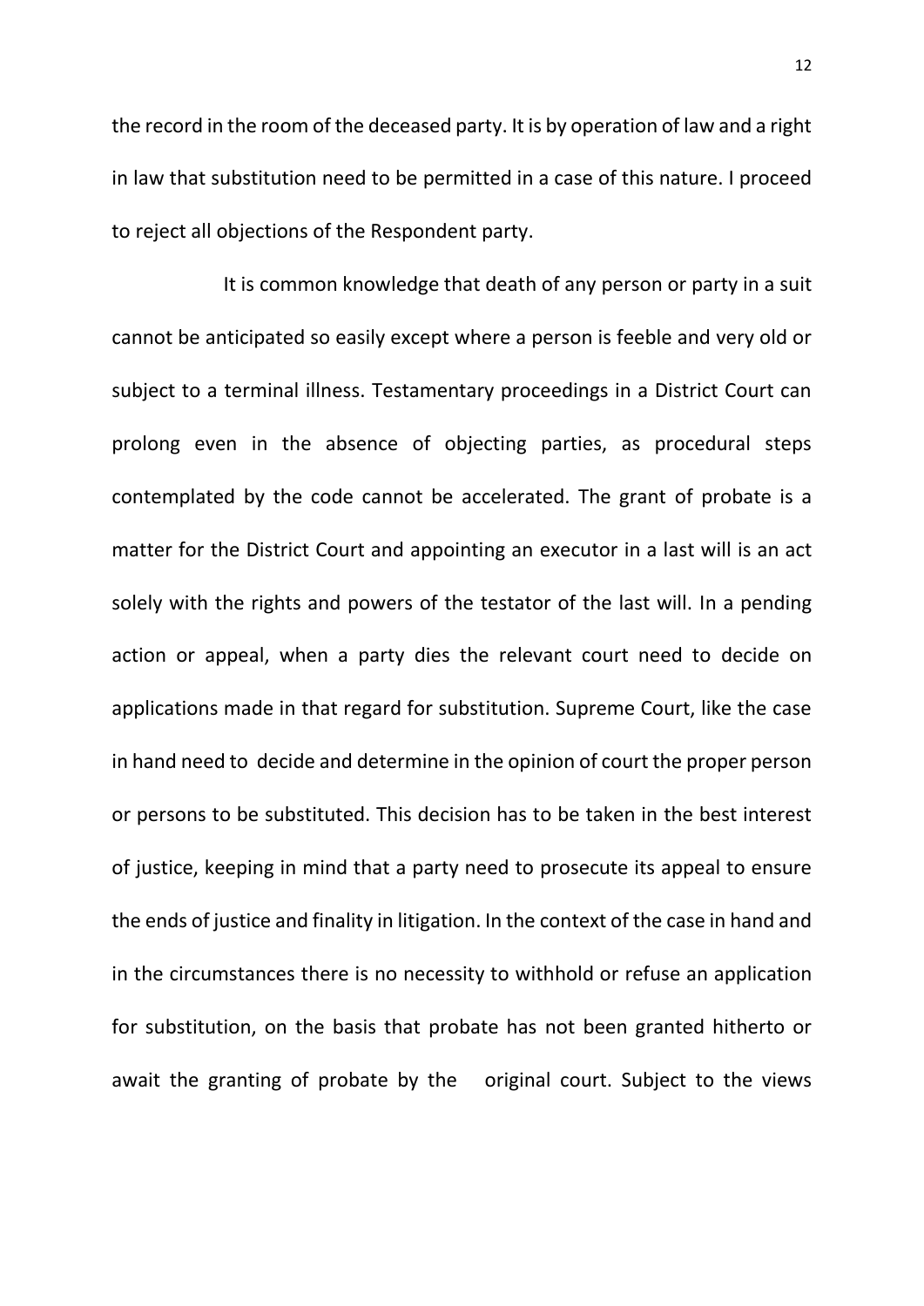the record in the room of the deceased party. It is by operation of law and a right in law that substitution need to be permitted in a case of this nature. I proceed to reject all objections of the Respondent party.

It is common knowledge that death of any person or party in a suit cannot be anticipated so easily except where a person is feeble and very old or subject to a terminal illness. Testamentary proceedings in a District Court can prolong even in the absence of objecting parties, as procedural steps contemplated by the code cannot be accelerated. The grant of probate is a matter for the District Court and appointing an executor in a last will is an act solely with the rights and powers of the testator of the last will. In a pending action or appeal, when a party dies the relevant court need to decide on applications made in that regard for substitution. Supreme Court, like the case in hand need to decide and determine in the opinion of court the proper person or persons to be substituted. This decision has to be taken in the best interest of justice, keeping in mind that a party need to prosecute its appeal to ensure the ends of justice and finality in litigation. In the context of the case in hand and in the circumstances there is no necessity to withhold or refuse an application for substitution, on the basis that probate has not been granted hitherto or await the granting of probate by the original court. Subject to the views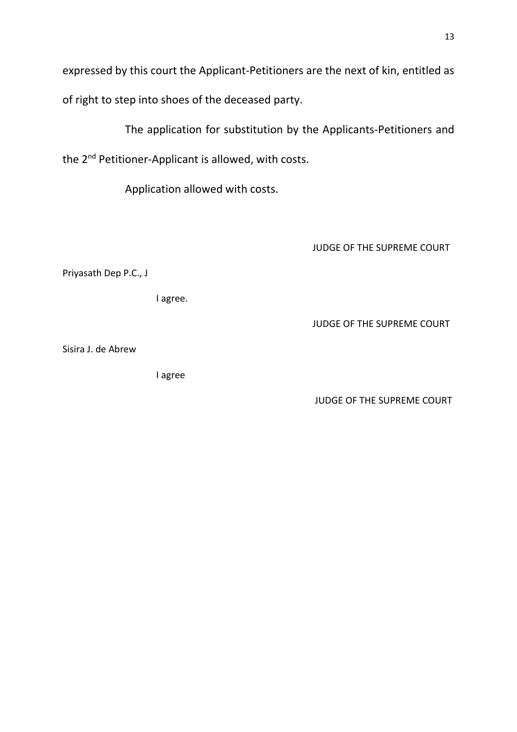expressed by this court the Applicant-Petitioners are the next of kin, entitled as of right to step into shoes of the deceased party.

The application for substitution by the Applicants-Petitioners and the 2nd Petitioner-Applicant is allowed, with costs.

Application allowed with costs.

JUDGE OF THE SUPREME COURT

Priyasath Dep P.C., J

I agree.

JUDGE OF THE SUPREME COURT

Sisira J. de Abrew

I agree

JUDGE OF THE SUPREME COURT